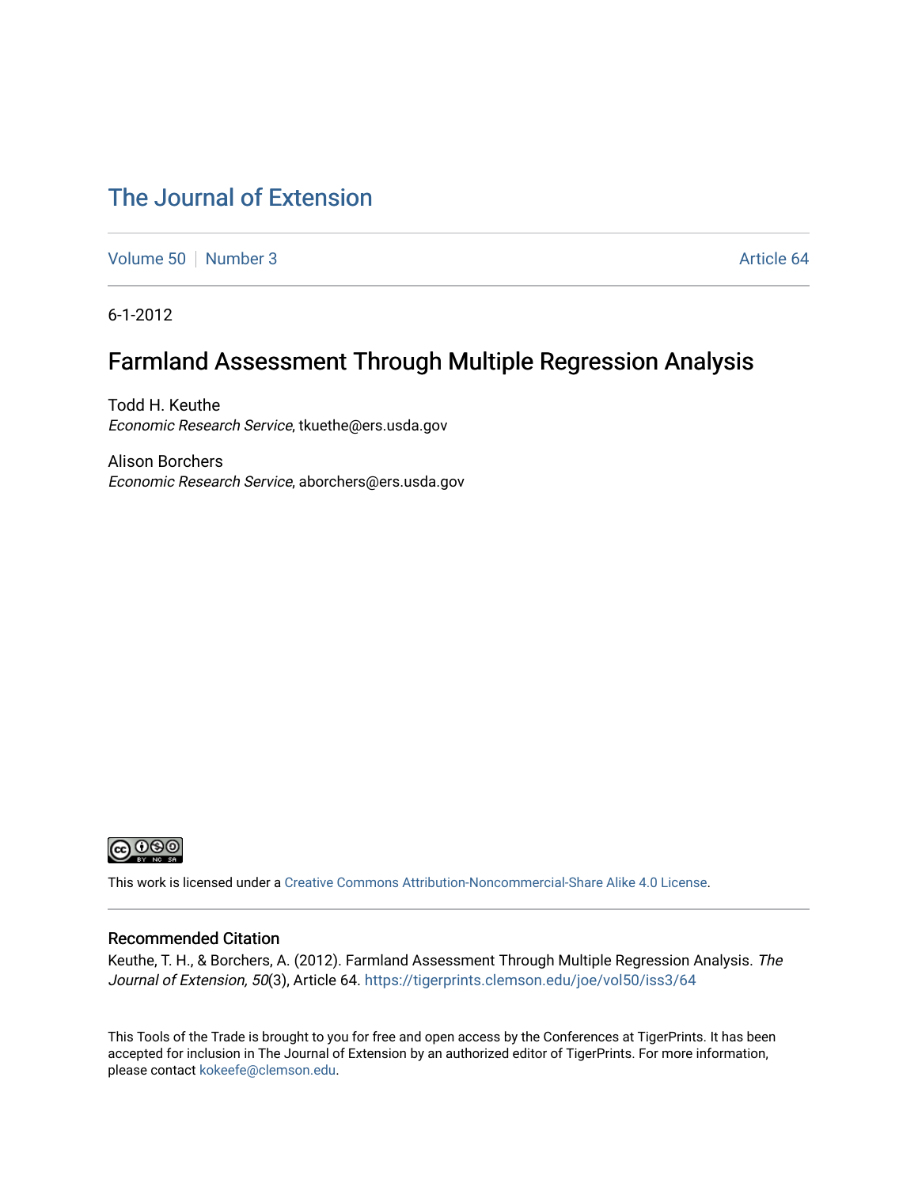# The Journal of Extension

Volume 50 | Number 3 | Article 64

6-1-2012

## Farmland Assessment Through Multiple Regression Analysis

Todd H. Keuthe
*Economic Research Service*, tkuethe@ers.usda.gov

Alison Borchers
*Economic Research Service*, aborchers@ers.usda.gov

This work is licensed under a Creative Commons Attribution-Noncommercial-Share Alike 4.0 License.

### Recommended Citation

Keuthe, T. H., & Borchers, A. (2012). Farmland Assessment Through Multiple Regression Analysis. *The Journal of Extension, 50*(3), Article 64. https://tigerprints.clemson.edu/joe/vol50/iss3/64

This Tools of the Trade is brought to you for free and open access by the Conferences at TigerPrints. It has been accepted for inclusion in The Journal of Extension by an authorized editor of TigerPrints. For more information, please contact kokeefe@clemson.edu.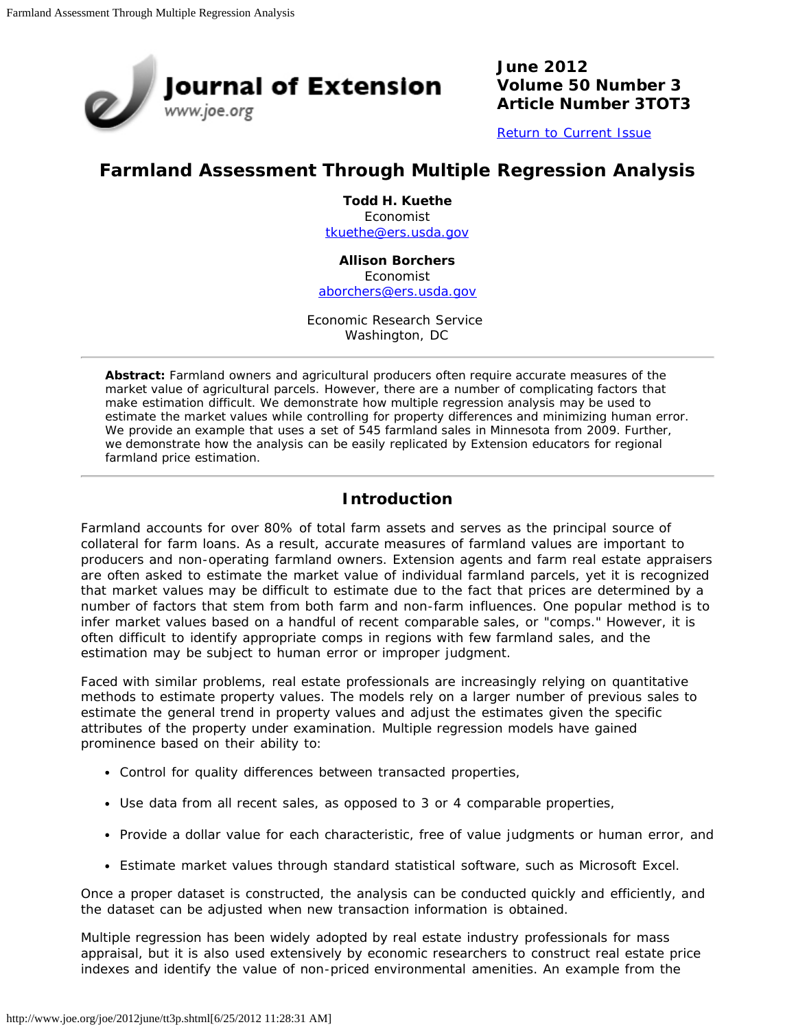June 2012
Volume 50 Number 3
Article Number 3TOT3

[Return to Current Issue](#)

# Farmland Assessment Through Multiple Regression Analysis

**Todd H. Kuethe**
Economist
tkuethe@ers.usda.gov

**Allison Borchers**
Economist
aborchers@ers.usda.gov

Economic Research Service
Washington, DC

**Abstract:** Farmland owners and agricultural producers often require accurate measures of the market value of agricultural parcels. However, there are a number of complicating factors that make estimation difficult. We demonstrate how multiple regression analysis may be used to estimate the market values while controlling for property differences and minimizing human error. We provide an example that uses a set of 545 farmland sales in Minnesota from 2009. Further, we demonstrate how the analysis can be easily replicated by Extension educators for regional farmland price estimation.

## Introduction

Farmland accounts for over 80% of total farm assets and serves as the principal source of collateral for farm loans. As a result, accurate measures of farmland values are important to producers and non-operating farmland owners. Extension agents and farm real estate appraisers are often asked to estimate the market value of individual farmland parcels, yet it is recognized that market values may be difficult to estimate due to the fact that prices are determined by a number of factors that stem from both farm and non-farm influences. One popular method is to infer market values based on a handful of recent comparable sales, or "comps." However, it is often difficult to identify appropriate comps in regions with few farmland sales, and the estimation may be subject to human error or improper judgment.

Faced with similar problems, real estate professionals are increasingly relying on quantitative methods to estimate property values. The models rely on a larger number of previous sales to estimate the general trend in property values and adjust the estimates given the specific attributes of the property under examination. Multiple regression models have gained prominence based on their ability to:

- Control for quality differences between transacted properties,
- Use data from all recent sales, as opposed to 3 or 4 comparable properties,
- Provide a dollar value for each characteristic, free of value judgments or human error, and
- Estimate market values through standard statistical software, such as Microsoft Excel.

Once a proper dataset is constructed, the analysis can be conducted quickly and efficiently, and the dataset can be adjusted when new transaction information is obtained.

Multiple regression has been widely adopted by real estate industry professionals for mass appraisal, but it is also used extensively by economic researchers to construct real estate price indexes and identify the value of non-priced environmental amenities. An example from the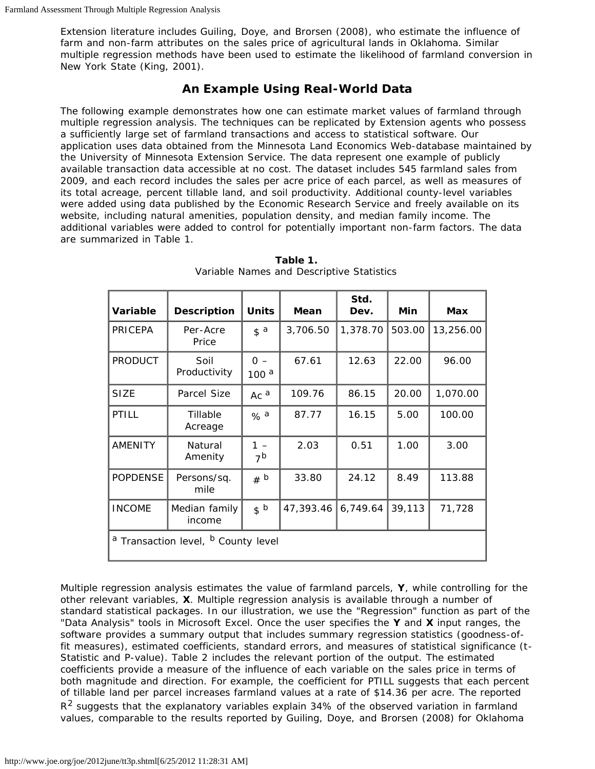Extension literature includes Guiling, Doye, and Brorsen (2008), who estimate the influence of farm and non-farm attributes on the sales price of agricultural lands in Oklahoma. Similar multiple regression methods have been used to estimate the likelihood of farmland conversion in New York State (King, 2001).

## An Example Using Real-World Data

The following example demonstrates how one can estimate market values of farmland through multiple regression analysis. The techniques can be replicated by Extension agents who possess a sufficiently large set of farmland transactions and access to statistical software. Our application uses data obtained from the Minnesota Land Economics Web-database maintained by the University of Minnesota Extension Service. The data represent one example of publicly available transaction data accessible at no cost. The dataset includes 545 farmland sales from 2009, and each record includes the sales per acre price of each parcel, as well as measures of its total acreage, percent tillable land, and soil productivity. Additional county-level variables were added using data published by the Economic Research Service and freely available on its website, including natural amenities, population density, and median family income. The additional variables were added to control for potentially important non-farm factors. The data are summarized in Table 1.

**Table 1.**
Variable Names and Descriptive Statistics

| Variable | Description | Units | Mean | Std. Dev. | Min | Max |
|---|---|---|---|---|---|---|
| PRICEPA | Per-Acre Price | $ [a] | 3,706.50 | 1,378.70 | 503.00 | 13,256.00 |
| PRODUCT | Soil Productivity | 0 – 100 [a] | 67.61 | 12.63 | 22.00 | 96.00 |
| SIZE | Parcel Size | Ac [a] | 109.76 | 86.15 | 20.00 | 1,070.00 |
| PTILL | Tillable Acreage | % [a] | 87.77 | 16.15 | 5.00 | 100.00 |
| AMENITY | Natural Amenity | 1 – 7 [b] | 2.03 | 0.51 | 1.00 | 3.00 |
| POPDENSE | Persons/sq. mile | # [b] | 33.80 | 24.12 | 8.49 | 113.88 |
| INCOME | Median family income | $ [b] | 47,393.46 | 6,749.64 | 39,113 | 71,728 |
| [a] Transaction level, [b] County level | | | | | | |

Multiple regression analysis estimates the value of farmland parcels, **Y**, while controlling for the other relevant variables, **X**. Multiple regression analysis is available through a number of standard statistical packages. In our illustration, we use the "Regression" function as part of the "Data Analysis" tools in Microsoft Excel. Once the user specifies the **Y** and **X** input ranges, the software provides a summary output that includes summary regression statistics (goodness-of-fit measures), estimated coefficients, standard errors, and measures of statistical significance (t-Statistic and P-value). Table 2 includes the relevant portion of the output. The estimated coefficients provide a measure of the influence of each variable on the sales price in terms of both magnitude and direction. For example, the coefficient for PTILL suggests that each percent of tillable land per parcel increases farmland values at a rate of $14.36 per acre. The reported $R^2$ suggests that the explanatory variables explain 34% of the observed variation in farmland values, comparable to the results reported by Guiling, Doye, and Brorsen (2008) for Oklahoma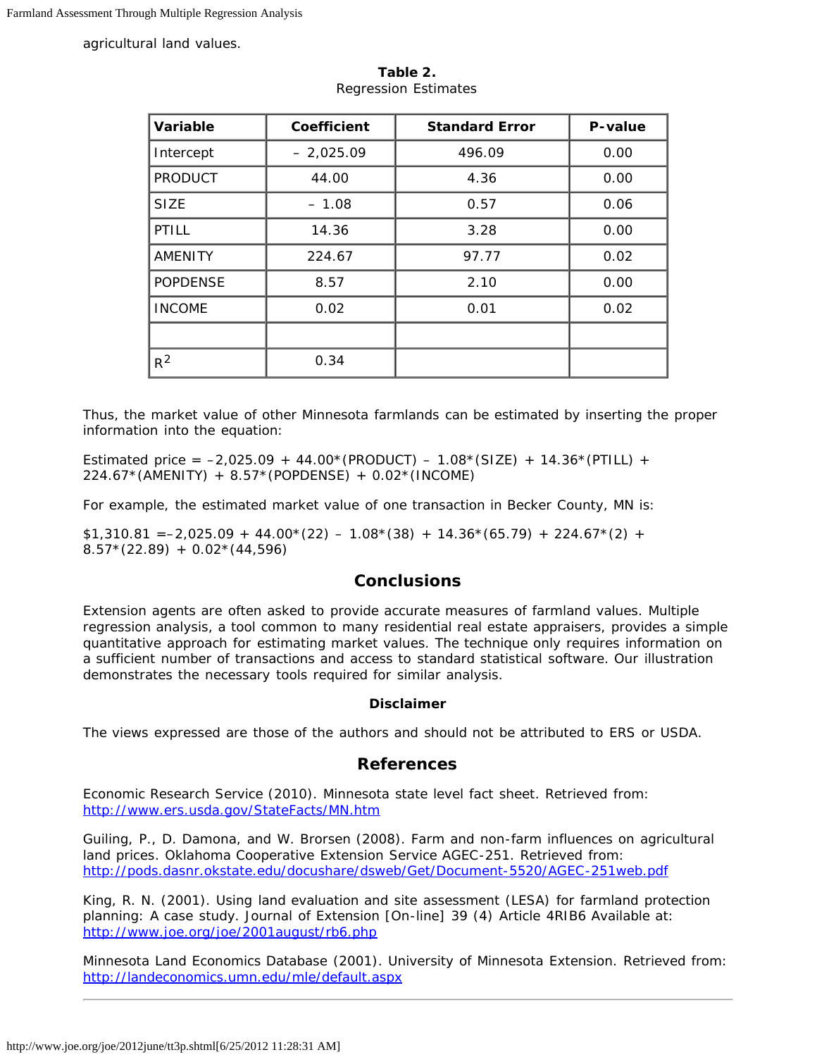agricultural land values.

**Table 2.**
Regression Estimates

| Variable | Coefficient | Standard Error | P-value |
|---|---|---|---|
| Intercept | – 2,025.09 | 496.09 | 0.00 |
| PRODUCT | 44.00 | 4.36 | 0.00 |
| SIZE | – 1.08 | 0.57 | 0.06 |
| PTILL | 14.36 | 3.28 | 0.00 |
| AMENITY | 224.67 | 97.77 | 0.02 |
| POPDENSE | 8.57 | 2.10 | 0.00 |
| INCOME | 0.02 | 0.01 | 0.02 |
| | | | |
| $R^2$ | 0.34 | | |

Thus, the market value of other Minnesota farmlands can be estimated by inserting the proper information into the equation:

Estimated price = –2,025.09 + 44.00*(PRODUCT) – 1.08*(SIZE) + 14.36*(PTILL) + 224.67*(AMENITY) + 8.57*(POPDENSE) + 0.02*(INCOME)

For example, the estimated market value of one transaction in Becker County, MN is:

$1,310.81 =–2,025.09 + 44.00*(22) – 1.08*(38) + 14.36*(65.79) + 224.67*(2) + 8.57*(22.89) + 0.02*(44,596)

## Conclusions

Extension agents are often asked to provide accurate measures of farmland values. Multiple regression analysis, a tool common to many residential real estate appraisers, provides a simple quantitative approach for estimating market values. The technique only requires information on a sufficient number of transactions and access to standard statistical software. Our illustration demonstrates the necessary tools required for similar analysis.

**Disclaimer**

The views expressed are those of the authors and should not be attributed to ERS or USDA.

## References

Economic Research Service (2010). Minnesota state level fact sheet. Retrieved from: http://www.ers.usda.gov/StateFacts/MN.htm

Guiling, P., D. Damona, and W. Brorsen (2008). Farm and non-farm influences on agricultural land prices. Oklahoma Cooperative Extension Service AGEC-251. Retrieved from: http://pods.dasnr.okstate.edu/docushare/dsweb/Get/Document-5520/AGEC-251web.pdf

King, R. N. (2001). Using land evaluation and site assessment (LESA) for farmland protection planning: A case study. Journal of Extension [On-line] 39 (4) Article 4RIB6 Available at: http://www.joe.org/joe/2001august/rb6.php

Minnesota Land Economics Database (2001). University of Minnesota Extension. Retrieved from: http://landeconomics.umn.edu/mle/default.aspx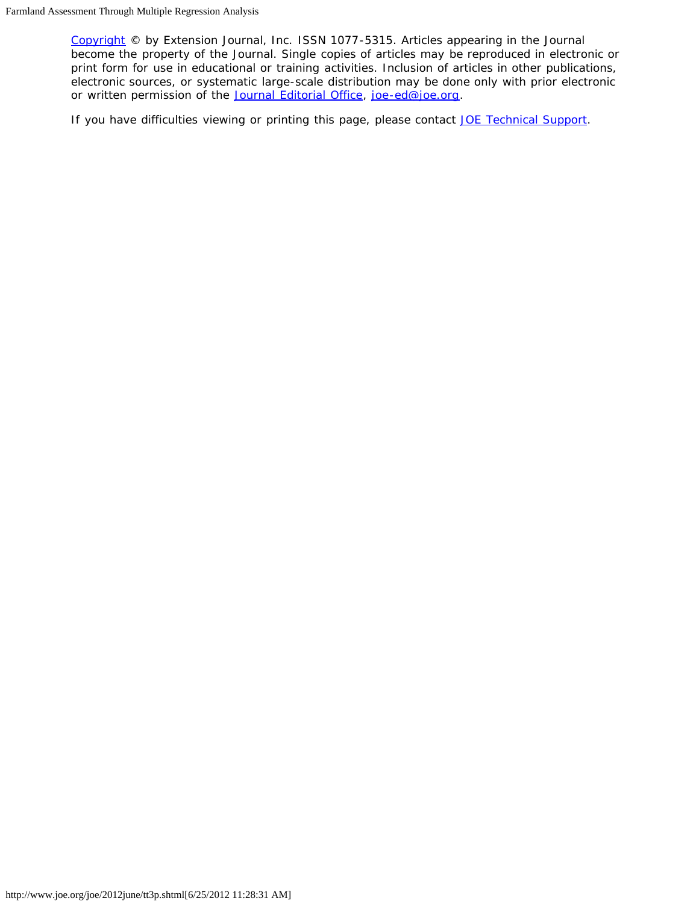[Copyright](#) © by Extension Journal, Inc. ISSN 1077-5315. Articles appearing in the Journal become the property of the Journal. Single copies of articles may be reproduced in electronic or print form for use in educational or training activities. Inclusion of articles in other publications, electronic sources, or systematic large-scale distribution may be done only with prior electronic or written permission of the [Journal Editorial Office](#), [joe-ed@joe.org](mailto:joe-ed@joe.org).

If you have difficulties viewing or printing this page, please contact [JOE Technical Support](#).